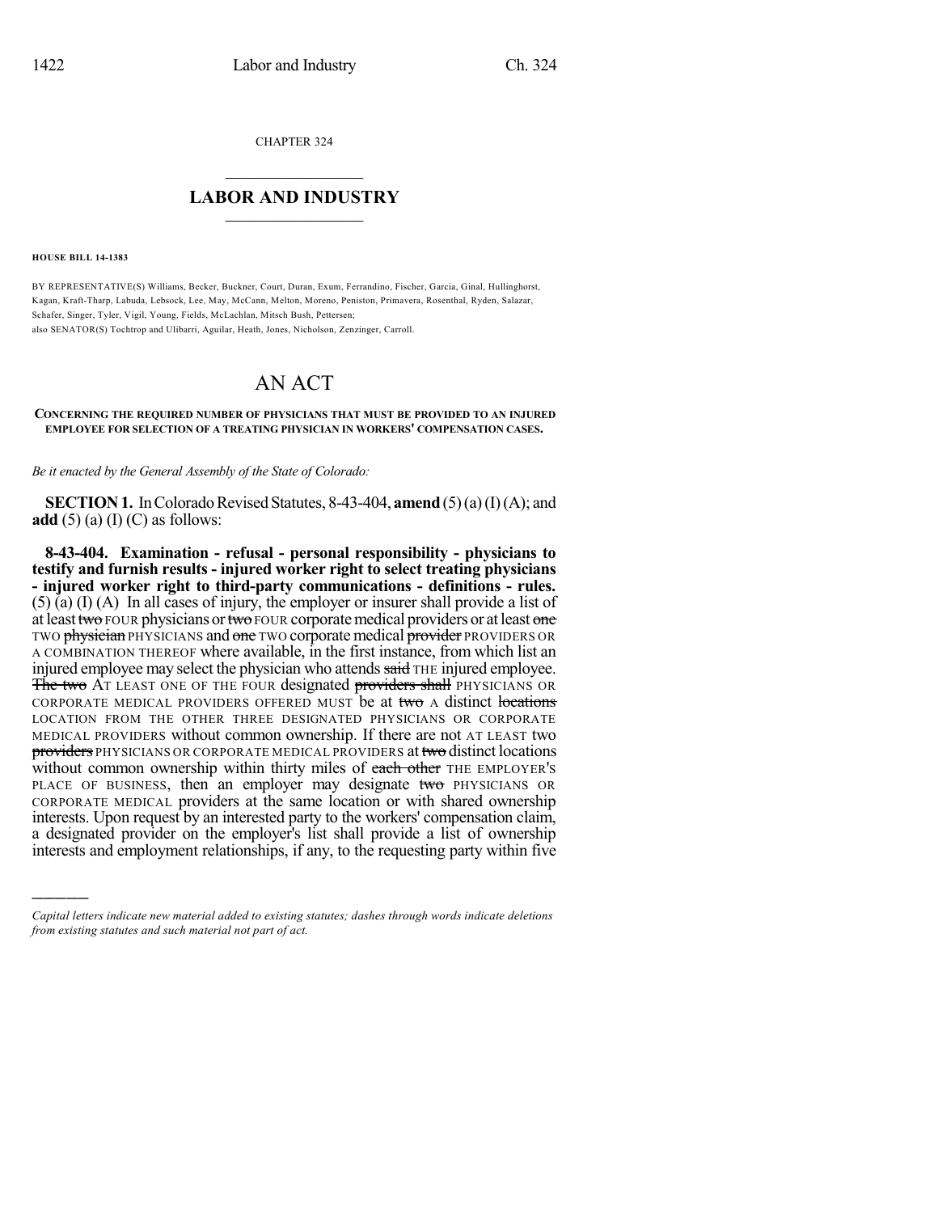CHAPTER 324

# LABOR AND INDUSTRY

**HOUSE BILL 14-1383**

BY REPRESENTATIVE(S) Williams, Becker, Buckner, Court, Duran, Exum, Ferrandino, Fischer, Garcia, Ginal, Hullinghorst, Kagan, Kraft-Tharp, Labuda, Lebsock, Lee, May, McCann, Melton, Moreno, Peniston, Primavera, Rosenthal, Ryden, Salazar, Schafer, Singer, Tyler, Vigil, Young, Fields, McLachlan, Mitsch Bush, Pettersen;
also SENATOR(S) Tochtrop and Ulibarri, Aguilar, Heath, Jones, Nicholson, Zenzinger, Carroll.

# AN ACT

**CONCERNING THE REQUIRED NUMBER OF PHYSICIANS THAT MUST BE PROVIDED TO AN INJURED EMPLOYEE FOR SELECTION OF A TREATING PHYSICIAN IN WORKERS' COMPENSATION CASES.**

*Be it enacted by the General Assembly of the State of Colorado:*

**SECTION 1.** In Colorado Revised Statutes, 8-43-404, **amend** (5) (a) (I) (A); and **add** (5) (a) (I) (C) as follows:

**8-43-404. Examination - refusal - personal responsibility - physicians to testify and furnish results - injured worker right to select treating physicians - injured worker right to third-party communications - definitions - rules.** (5) (a) (I) (A) In all cases of injury, the employer or insurer shall provide a list of at least ~~two~~ FOUR physicians or ~~two~~ FOUR corporate medical providers or at least ~~one~~ TWO ~~physician~~ PHYSICIANS and ~~one~~ TWO corporate medical ~~provider~~ PROVIDERS OR A COMBINATION THEREOF where available, in the first instance, from which list an injured employee may select the physician who attends ~~said~~ THE injured employee. ~~The two~~ AT LEAST ONE OF THE FOUR designated ~~providers shall~~ PHYSICIANS OR CORPORATE MEDICAL PROVIDERS OFFERED MUST be at ~~two~~ A distinct ~~locations~~ LOCATION FROM THE OTHER THREE DESIGNATED PHYSICIANS OR CORPORATE MEDICAL PROVIDERS without common ownership. If there are not AT LEAST two ~~providers~~ PHYSICIANS OR CORPORATE MEDICAL PROVIDERS at ~~two~~ distinct locations without common ownership within thirty miles of ~~each other~~ THE EMPLOYER'S PLACE OF BUSINESS, then an employer may designate ~~two~~ PHYSICIANS OR CORPORATE MEDICAL providers at the same location or with shared ownership interests. Upon request by an interested party to the workers' compensation claim, a designated provider on the employer's list shall provide a list of ownership interests and employment relationships, if any, to the requesting party within five

---

*Capital letters indicate new material added to existing statutes; dashes through words indicate deletions from existing statutes and such material not part of act.*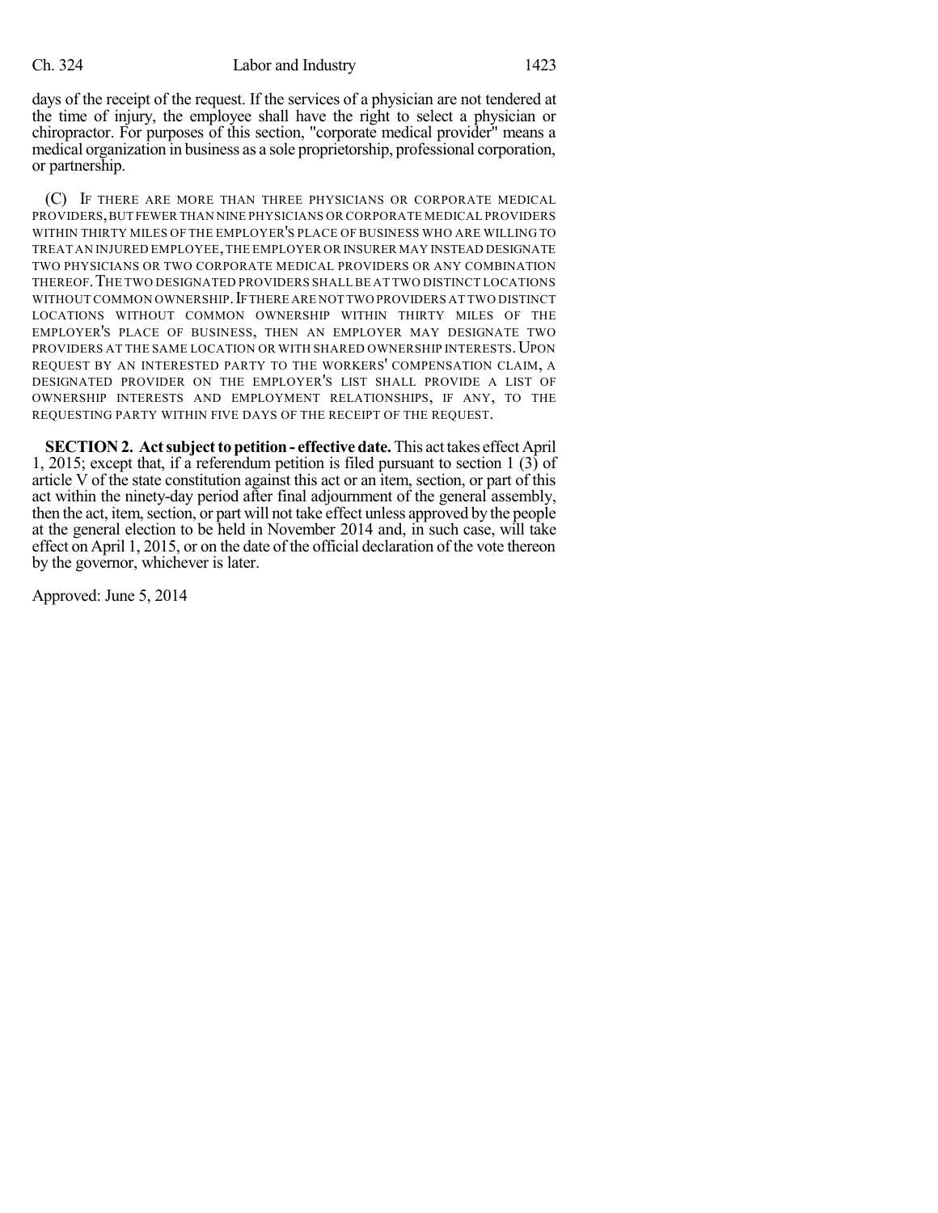days of the receipt of the request. If the services of a physician are not tendered at the time of injury, the employee shall have the right to select a physician or chiropractor. For purposes of this section, "corporate medical provider" means a medical organization in business as a sole proprietorship, professional corporation, or partnership.

(C) IF THERE ARE MORE THAN THREE PHYSICIANS OR CORPORATE MEDICAL PROVIDERS, BUT FEWER THAN NINE PHYSICIANS OR CORPORATE MEDICAL PROVIDERS WITHIN THIRTY MILES OF THE EMPLOYER'S PLACE OF BUSINESS WHO ARE WILLING TO TREAT AN INJURED EMPLOYEE, THE EMPLOYER OR INSURER MAY INSTEAD DESIGNATE TWO PHYSICIANS OR TWO CORPORATE MEDICAL PROVIDERS OR ANY COMBINATION THEREOF. THE TWO DESIGNATED PROVIDERS SHALL BE AT TWO DISTINCT LOCATIONS WITHOUT COMMON OWNERSHIP. IF THERE ARE NOT TWO PROVIDERS AT TWO DISTINCT LOCATIONS WITHOUT COMMON OWNERSHIP WITHIN THIRTY MILES OF THE EMPLOYER'S PLACE OF BUSINESS, THEN AN EMPLOYER MAY DESIGNATE TWO PROVIDERS AT THE SAME LOCATION OR WITH SHARED OWNERSHIP INTERESTS. UPON REQUEST BY AN INTERESTED PARTY TO THE WORKERS' COMPENSATION CLAIM, A DESIGNATED PROVIDER ON THE EMPLOYER'S LIST SHALL PROVIDE A LIST OF OWNERSHIP INTERESTS AND EMPLOYMENT RELATIONSHIPS, IF ANY, TO THE REQUESTING PARTY WITHIN FIVE DAYS OF THE RECEIPT OF THE REQUEST.

**SECTION 2. Act subject to petition - effective date.** This act takes effect April 1, 2015; except that, if a referendum petition is filed pursuant to section 1 (3) of article V of the state constitution against this act or an item, section, or part of this act within the ninety-day period after final adjournment of the general assembly, then the act, item, section, or part will not take effect unless approved by the people at the general election to be held in November 2014 and, in such case, will take effect on April 1, 2015, or on the date of the official declaration of the vote thereon by the governor, whichever is later.

Approved: June 5, 2014